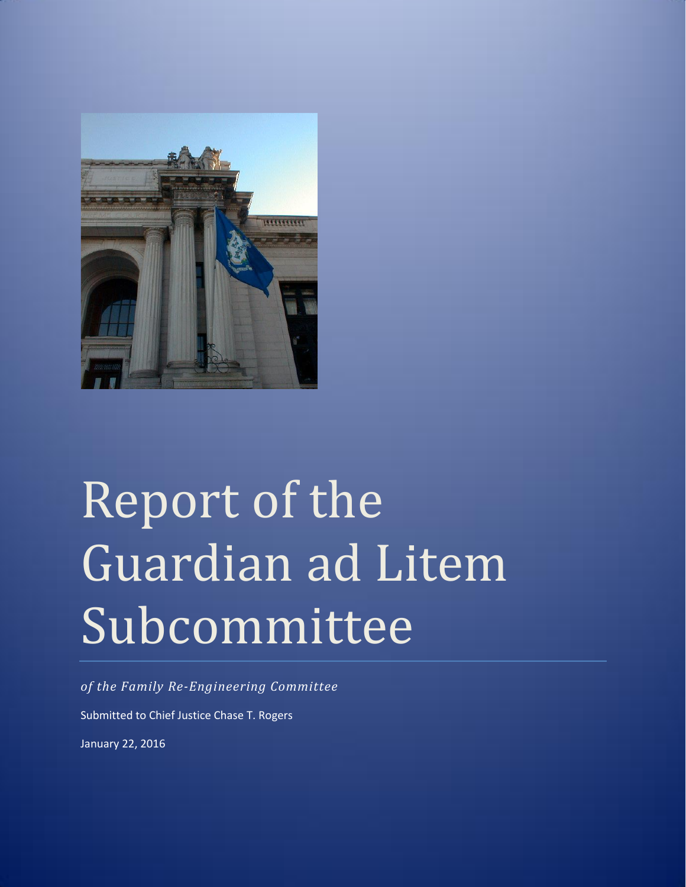# Report of the Guardian ad Litem Subcommittee

*of the Family Re-Engineering Committee*

Submitted to Chief Justice Chase T. Rogers

January 22, 2016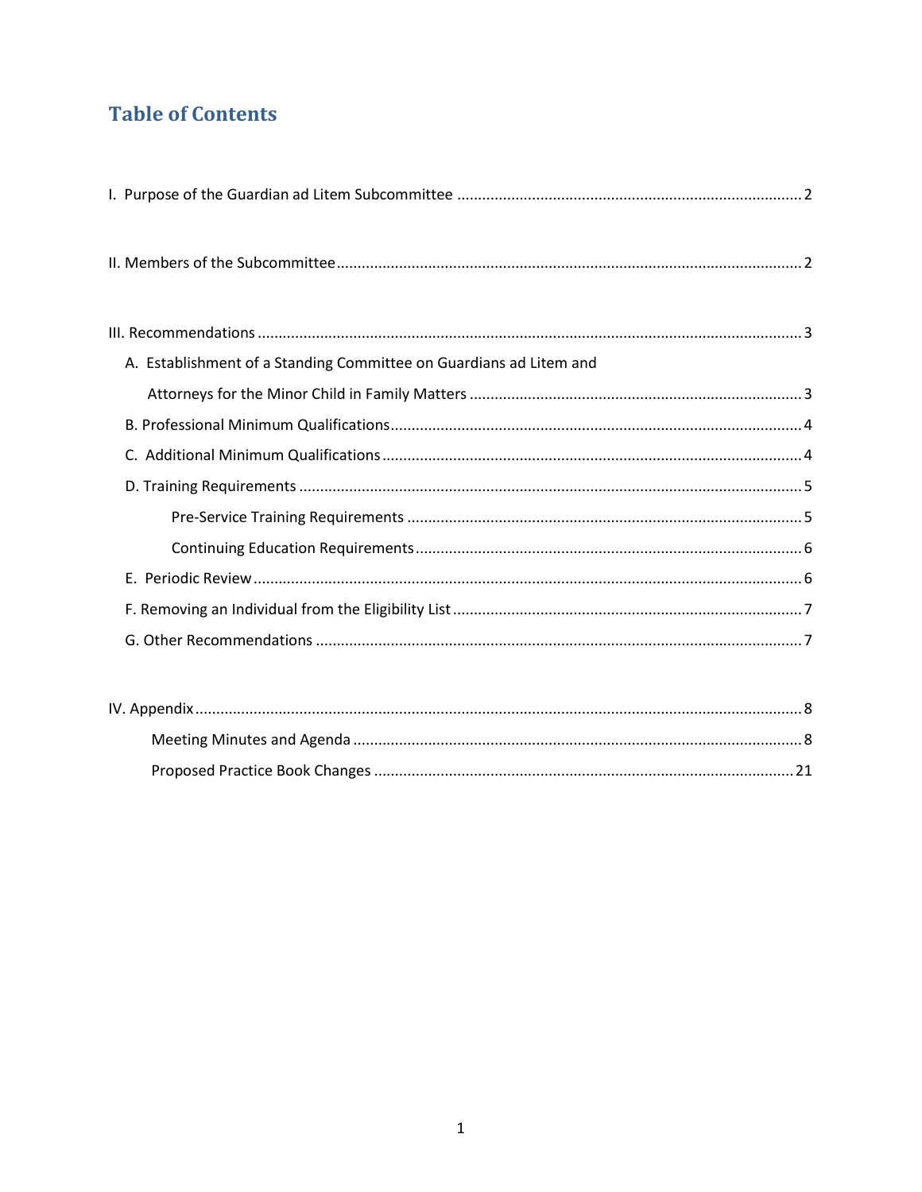# Table of Contents

I. Purpose of the Guardian ad Litem Subcommittee .......... 2

II. Members of the Subcommittee .......... 2

III. Recommendations .......... 3

- A. Establishment of a Standing Committee on Guardians ad Litem and Attorneys for the Minor Child in Family Matters .......... 3
- B. Professional Minimum Qualifications .......... 4
- C. Additional Minimum Qualifications .......... 4
- D. Training Requirements .......... 5
  - Pre-Service Training Requirements .......... 5
  - Continuing Education Requirements .......... 6
- E. Periodic Review .......... 6
- F. Removing an Individual from the Eligibility List .......... 7
- G. Other Recommendations .......... 7

IV. Appendix .......... 8

- Meeting Minutes and Agenda .......... 8
- Proposed Practice Book Changes .......... 21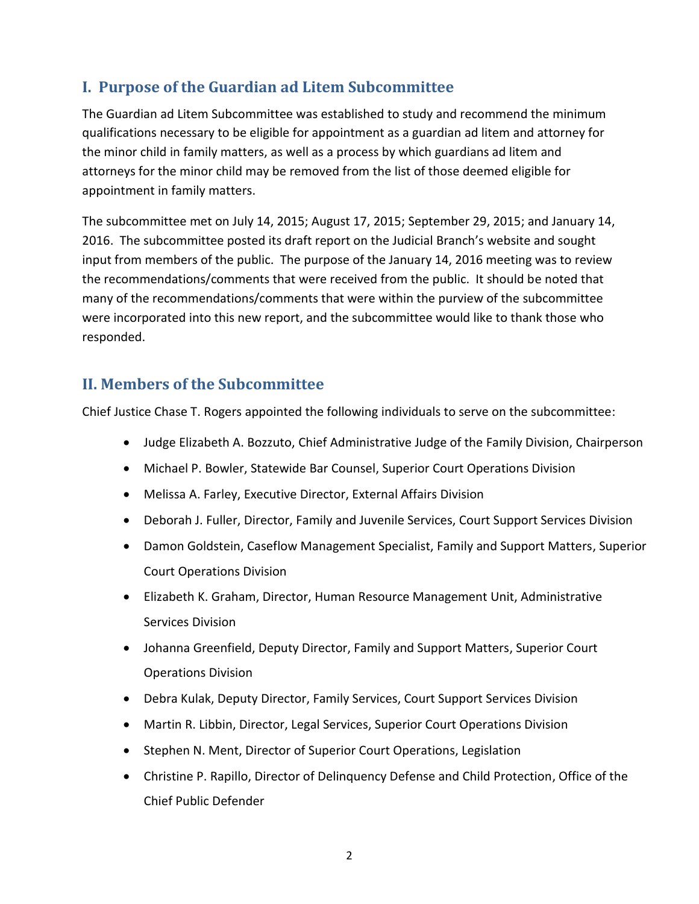## I. Purpose of the Guardian ad Litem Subcommittee

The Guardian ad Litem Subcommittee was established to study and recommend the minimum qualifications necessary to be eligible for appointment as a guardian ad litem and attorney for the minor child in family matters, as well as a process by which guardians ad litem and attorneys for the minor child may be removed from the list of those deemed eligible for appointment in family matters.

The subcommittee met on July 14, 2015; August 17, 2015; September 29, 2015; and January 14, 2016. The subcommittee posted its draft report on the Judicial Branch's website and sought input from members of the public. The purpose of the January 14, 2016 meeting was to review the recommendations/comments that were received from the public. It should be noted that many of the recommendations/comments that were within the purview of the subcommittee were incorporated into this new report, and the subcommittee would like to thank those who responded.

## II. Members of the Subcommittee

Chief Justice Chase T. Rogers appointed the following individuals to serve on the subcommittee:

- Judge Elizabeth A. Bozzuto, Chief Administrative Judge of the Family Division, Chairperson
- Michael P. Bowler, Statewide Bar Counsel, Superior Court Operations Division
- Melissa A. Farley, Executive Director, External Affairs Division
- Deborah J. Fuller, Director, Family and Juvenile Services, Court Support Services Division
- Damon Goldstein, Caseflow Management Specialist, Family and Support Matters, Superior Court Operations Division
- Elizabeth K. Graham, Director, Human Resource Management Unit, Administrative Services Division
- Johanna Greenfield, Deputy Director, Family and Support Matters, Superior Court Operations Division
- Debra Kulak, Deputy Director, Family Services, Court Support Services Division
- Martin R. Libbin, Director, Legal Services, Superior Court Operations Division
- Stephen N. Ment, Director of Superior Court Operations, Legislation
- Christine P. Rapillo, Director of Delinquency Defense and Child Protection, Office of the Chief Public Defender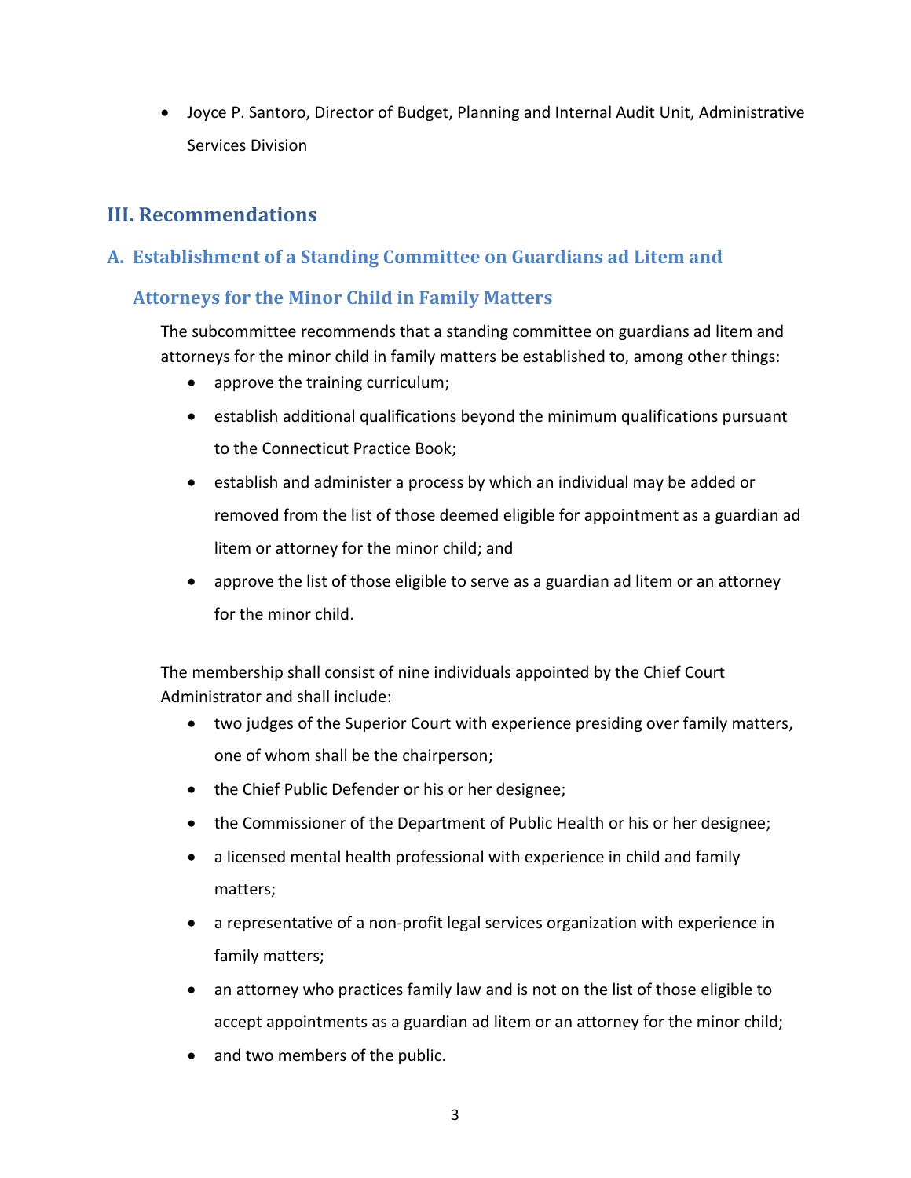- Joyce P. Santoro, Director of Budget, Planning and Internal Audit Unit, Administrative Services Division

## III. Recommendations

### A. Establishment of a Standing Committee on Guardians ad Litem and Attorneys for the Minor Child in Family Matters

The subcommittee recommends that a standing committee on guardians ad litem and attorneys for the minor child in family matters be established to, among other things:

- approve the training curriculum;
- establish additional qualifications beyond the minimum qualifications pursuant to the Connecticut Practice Book;
- establish and administer a process by which an individual may be added or removed from the list of those deemed eligible for appointment as a guardian ad litem or attorney for the minor child; and
- approve the list of those eligible to serve as a guardian ad litem or an attorney for the minor child.

The membership shall consist of nine individuals appointed by the Chief Court Administrator and shall include:

- two judges of the Superior Court with experience presiding over family matters, one of whom shall be the chairperson;
- the Chief Public Defender or his or her designee;
- the Commissioner of the Department of Public Health or his or her designee;
- a licensed mental health professional with experience in child and family matters;
- a representative of a non-profit legal services organization with experience in family matters;
- an attorney who practices family law and is not on the list of those eligible to accept appointments as a guardian ad litem or an attorney for the minor child;
- and two members of the public.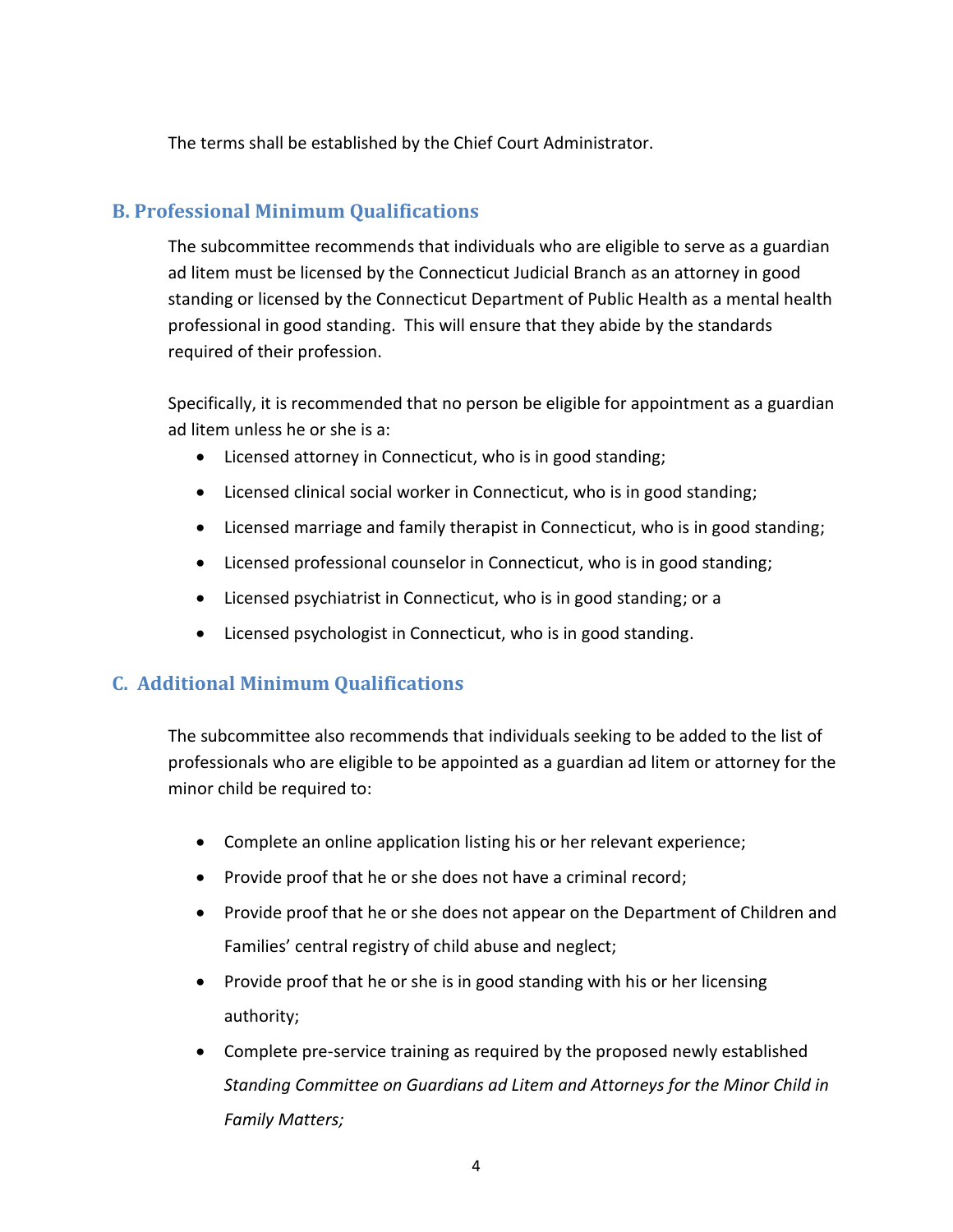The terms shall be established by the Chief Court Administrator.

## B. Professional Minimum Qualifications

The subcommittee recommends that individuals who are eligible to serve as a guardian ad litem must be licensed by the Connecticut Judicial Branch as an attorney in good standing or licensed by the Connecticut Department of Public Health as a mental health professional in good standing. This will ensure that they abide by the standards required of their profession.

Specifically, it is recommended that no person be eligible for appointment as a guardian ad litem unless he or she is a:

- Licensed attorney in Connecticut, who is in good standing;
- Licensed clinical social worker in Connecticut, who is in good standing;
- Licensed marriage and family therapist in Connecticut, who is in good standing;
- Licensed professional counselor in Connecticut, who is in good standing;
- Licensed psychiatrist in Connecticut, who is in good standing; or a
- Licensed psychologist in Connecticut, who is in good standing.

## C. Additional Minimum Qualifications

The subcommittee also recommends that individuals seeking to be added to the list of professionals who are eligible to be appointed as a guardian ad litem or attorney for the minor child be required to:

- Complete an online application listing his or her relevant experience;
- Provide proof that he or she does not have a criminal record;
- Provide proof that he or she does not appear on the Department of Children and Families' central registry of child abuse and neglect;
- Provide proof that he or she is in good standing with his or her licensing authority;
- Complete pre-service training as required by the proposed newly established *Standing Committee on Guardians ad Litem and Attorneys for the Minor Child in Family Matters;*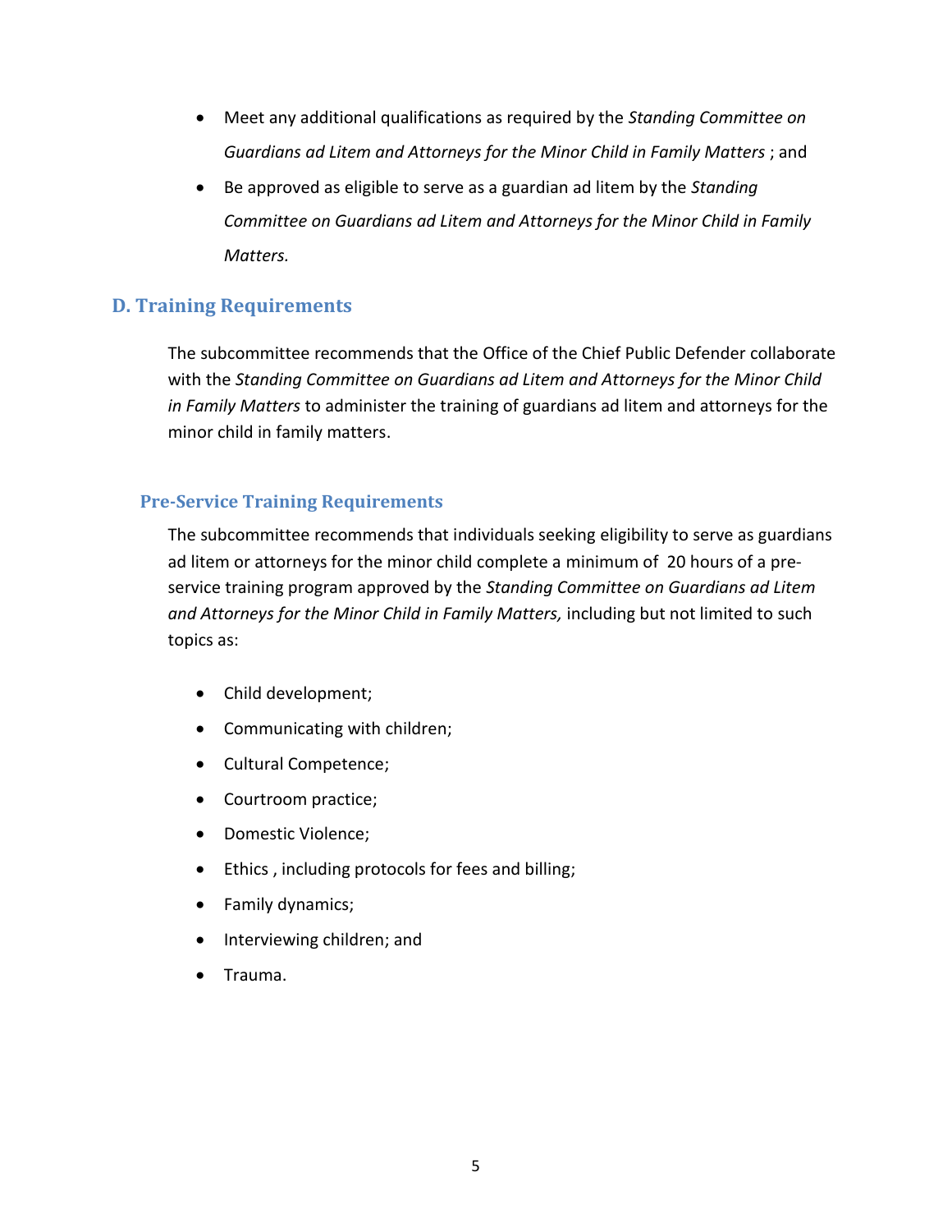- Meet any additional qualifications as required by the *Standing Committee on Guardians ad Litem and Attorneys for the Minor Child in Family Matters* ; and
- Be approved as eligible to serve as a guardian ad litem by the *Standing Committee on Guardians ad Litem and Attorneys for the Minor Child in Family Matters.*

## D. Training Requirements

The subcommittee recommends that the Office of the Chief Public Defender collaborate with the *Standing Committee on Guardians ad Litem and Attorneys for the Minor Child in Family Matters* to administer the training of guardians ad litem and attorneys for the minor child in family matters.

### Pre-Service Training Requirements

The subcommittee recommends that individuals seeking eligibility to serve as guardians ad litem or attorneys for the minor child complete a minimum of 20 hours of a pre-service training program approved by the *Standing Committee on Guardians ad Litem and Attorneys for the Minor Child in Family Matters,* including but not limited to such topics as:

- Child development;
- Communicating with children;
- Cultural Competence;
- Courtroom practice;
- Domestic Violence;
- Ethics , including protocols for fees and billing;
- Family dynamics;
- Interviewing children; and
- Trauma.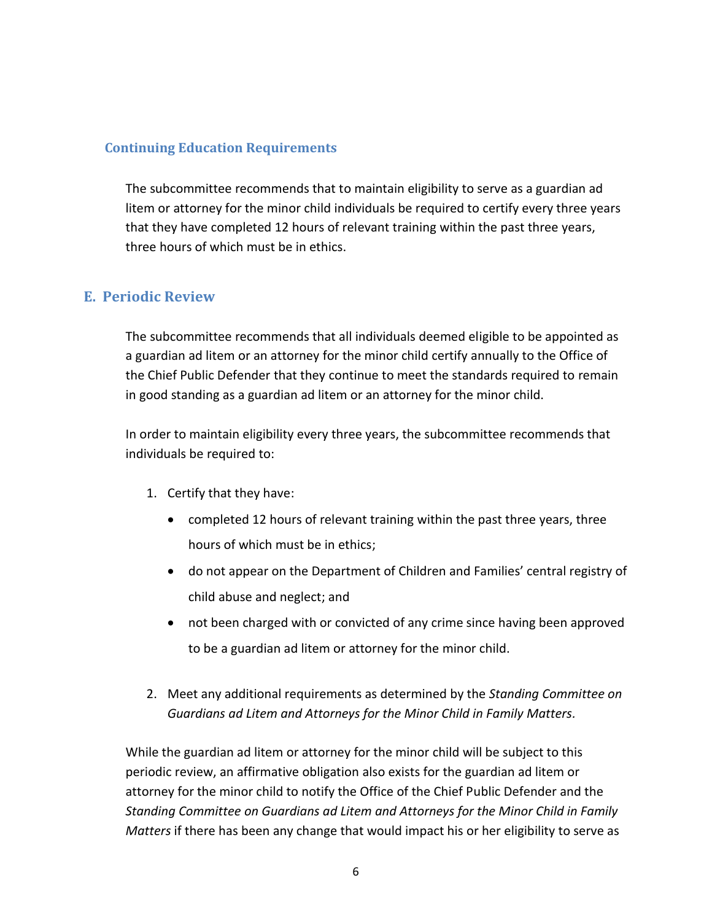### Continuing Education Requirements

The subcommittee recommends that to maintain eligibility to serve as a guardian ad litem or attorney for the minor child individuals be required to certify every three years that they have completed 12 hours of relevant training within the past three years, three hours of which must be in ethics.

## E. Periodic Review

The subcommittee recommends that all individuals deemed eligible to be appointed as a guardian ad litem or an attorney for the minor child certify annually to the Office of the Chief Public Defender that they continue to meet the standards required to remain in good standing as a guardian ad litem or an attorney for the minor child.

In order to maintain eligibility every three years, the subcommittee recommends that individuals be required to:

1. Certify that they have:
   - completed 12 hours of relevant training within the past three years, three hours of which must be in ethics;
   - do not appear on the Department of Children and Families' central registry of child abuse and neglect; and
   - not been charged with or convicted of any crime since having been approved to be a guardian ad litem or attorney for the minor child.

2. Meet any additional requirements as determined by the *Standing Committee on Guardians ad Litem and Attorneys for the Minor Child in Family Matters*.

While the guardian ad litem or attorney for the minor child will be subject to this periodic review, an affirmative obligation also exists for the guardian ad litem or attorney for the minor child to notify the Office of the Chief Public Defender and the *Standing Committee on Guardians ad Litem and Attorneys for the Minor Child in Family Matters* if there has been any change that would impact his or her eligibility to serve as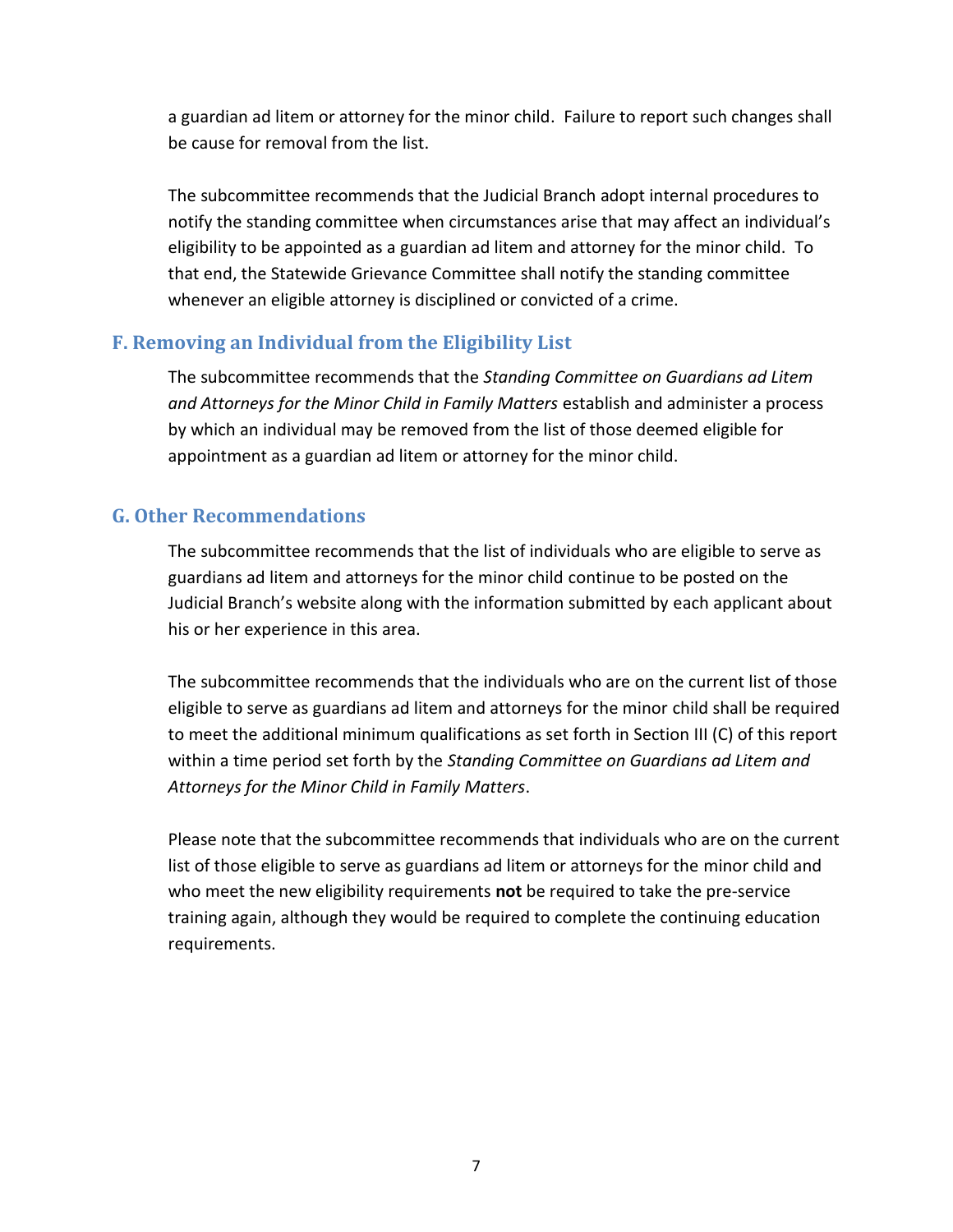a guardian ad litem or attorney for the minor child. Failure to report such changes shall be cause for removal from the list.

The subcommittee recommends that the Judicial Branch adopt internal procedures to notify the standing committee when circumstances arise that may affect an individual's eligibility to be appointed as a guardian ad litem and attorney for the minor child. To that end, the Statewide Grievance Committee shall notify the standing committee whenever an eligible attorney is disciplined or convicted of a crime.

## F. Removing an Individual from the Eligibility List

The subcommittee recommends that the *Standing Committee on Guardians ad Litem and Attorneys for the Minor Child in Family Matters* establish and administer a process by which an individual may be removed from the list of those deemed eligible for appointment as a guardian ad litem or attorney for the minor child.

## G. Other Recommendations

The subcommittee recommends that the list of individuals who are eligible to serve as guardians ad litem and attorneys for the minor child continue to be posted on the Judicial Branch's website along with the information submitted by each applicant about his or her experience in this area.

The subcommittee recommends that the individuals who are on the current list of those eligible to serve as guardians ad litem and attorneys for the minor child shall be required to meet the additional minimum qualifications as set forth in Section III (C) of this report within a time period set forth by the *Standing Committee on Guardians ad Litem and Attorneys for the Minor Child in Family Matters*.

Please note that the subcommittee recommends that individuals who are on the current list of those eligible to serve as guardians ad litem or attorneys for the minor child and who meet the new eligibility requirements **not** be required to take the pre-service training again, although they would be required to complete the continuing education requirements.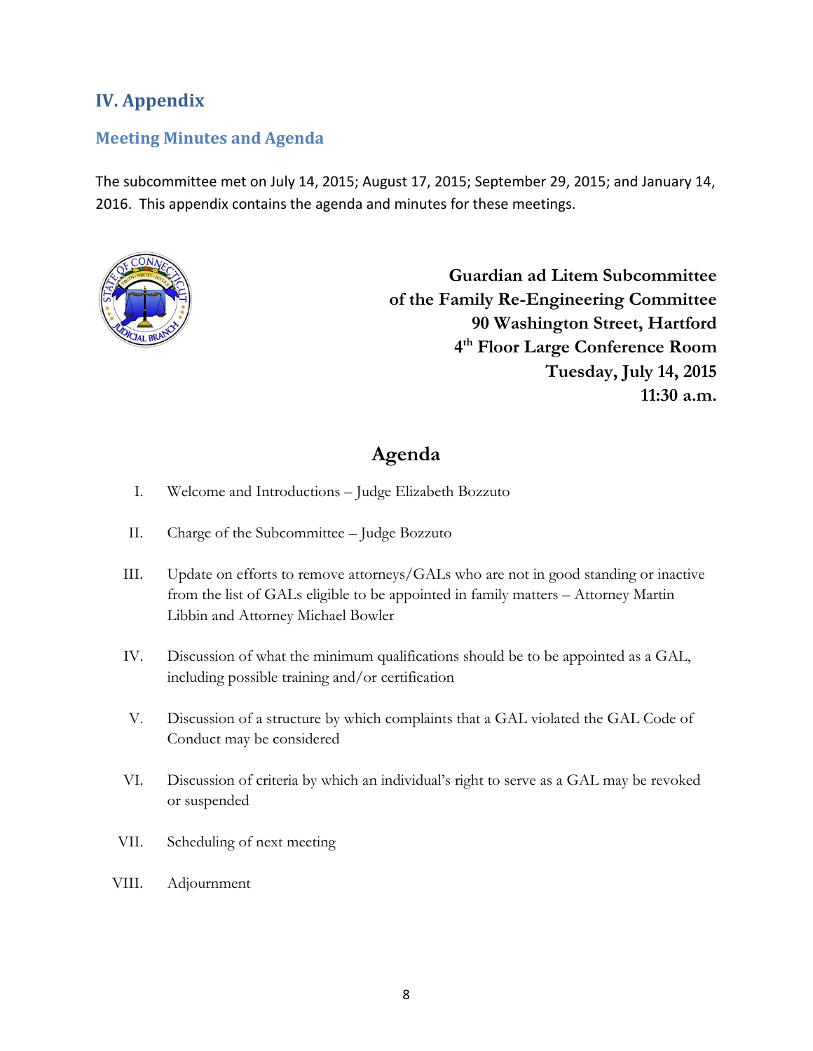# IV. Appendix

## Meeting Minutes and Agenda

The subcommittee met on July 14, 2015; August 17, 2015; September 29, 2015; and January 14, 2016. This appendix contains the agenda and minutes for these meetings.

**Guardian ad Litem Subcommittee**
**of the Family Re-Engineering Committee**
**90 Washington Street, Hartford**
**4th Floor Large Conference Room**
**Tuesday, July 14, 2015**
**11:30 a.m.**

## Agenda

I. Welcome and Introductions – Judge Elizabeth Bozzuto

II. Charge of the Subcommittee – Judge Bozzuto

III. Update on efforts to remove attorneys/GALs who are not in good standing or inactive from the list of GALs eligible to be appointed in family matters – Attorney Martin Libbin and Attorney Michael Bowler

IV. Discussion of what the minimum qualifications should be to be appointed as a GAL, including possible training and/or certification

V. Discussion of a structure by which complaints that a GAL violated the GAL Code of Conduct may be considered

VI. Discussion of criteria by which an individual's right to serve as a GAL may be revoked or suspended

VII. Scheduling of next meeting

VIII. Adjournment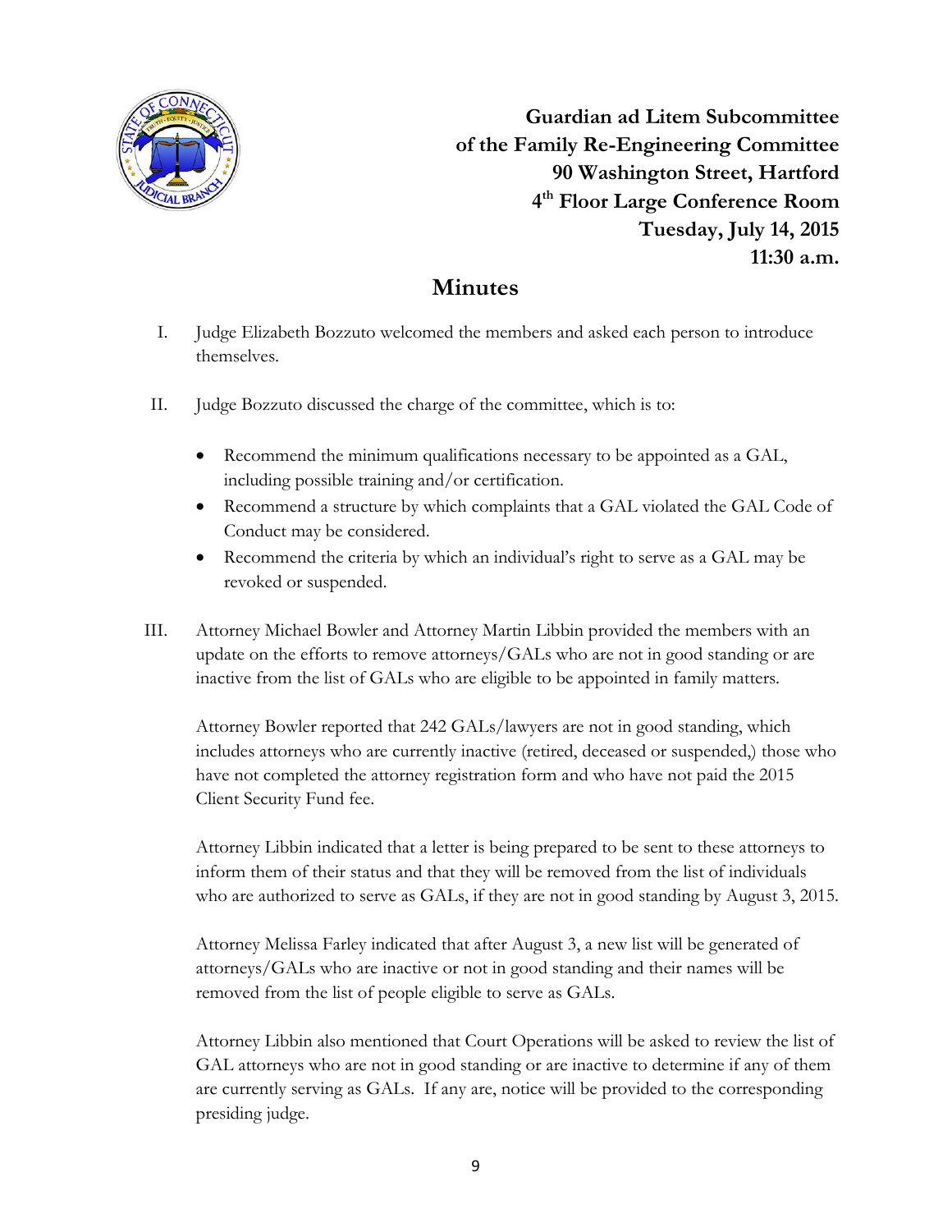**Guardian ad Litem Subcommittee**
**of the Family Re-Engineering Committee**
**90 Washington Street, Hartford**
**4th Floor Large Conference Room**
**Tuesday, July 14, 2015**
**11:30 a.m.**

# Minutes

I. Judge Elizabeth Bozzuto welcomed the members and asked each person to introduce themselves.

II. Judge Bozzuto discussed the charge of the committee, which is to:

- Recommend the minimum qualifications necessary to be appointed as a GAL, including possible training and/or certification.
- Recommend a structure by which complaints that a GAL violated the GAL Code of Conduct may be considered.
- Recommend the criteria by which an individual's right to serve as a GAL may be revoked or suspended.

III. Attorney Michael Bowler and Attorney Martin Libbin provided the members with an update on the efforts to remove attorneys/GALs who are not in good standing or are inactive from the list of GALs who are eligible to be appointed in family matters.

Attorney Bowler reported that 242 GALs/lawyers are not in good standing, which includes attorneys who are currently inactive (retired, deceased or suspended,) those who have not completed the attorney registration form and who have not paid the 2015 Client Security Fund fee.

Attorney Libbin indicated that a letter is being prepared to be sent to these attorneys to inform them of their status and that they will be removed from the list of individuals who are authorized to serve as GALs, if they are not in good standing by August 3, 2015.

Attorney Melissa Farley indicated that after August 3, a new list will be generated of attorneys/GALs who are inactive or not in good standing and their names will be removed from the list of people eligible to serve as GALs.

Attorney Libbin also mentioned that Court Operations will be asked to review the list of GAL attorneys who are not in good standing or are inactive to determine if any of them are currently serving as GALs. If any are, notice will be provided to the corresponding presiding judge.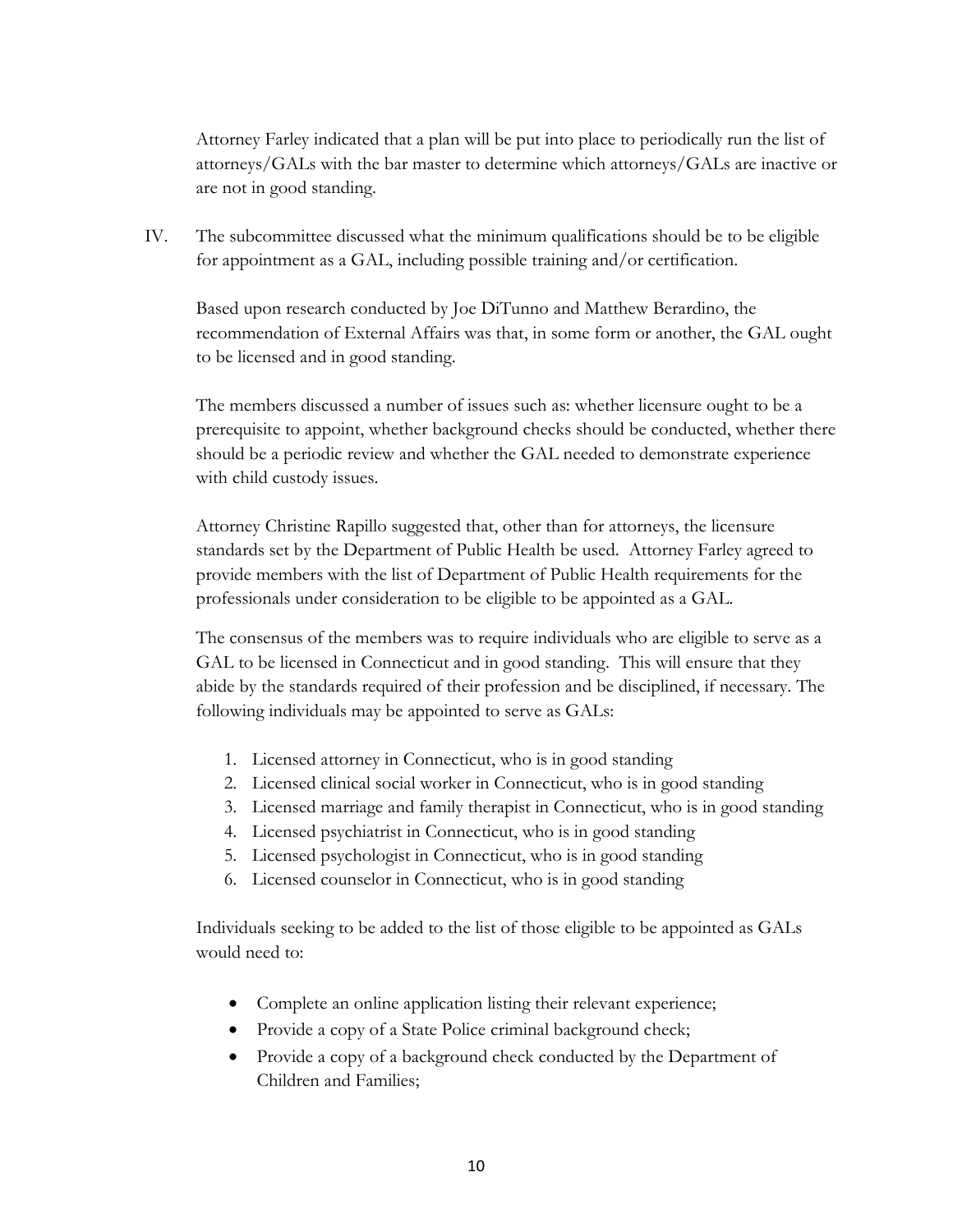Attorney Farley indicated that a plan will be put into place to periodically run the list of attorneys/GALs with the bar master to determine which attorneys/GALs are inactive or are not in good standing.

IV. The subcommittee discussed what the minimum qualifications should be to be eligible for appointment as a GAL, including possible training and/or certification.

Based upon research conducted by Joe DiTunno and Matthew Berardino, the recommendation of External Affairs was that, in some form or another, the GAL ought to be licensed and in good standing.

The members discussed a number of issues such as: whether licensure ought to be a prerequisite to appoint, whether background checks should be conducted, whether there should be a periodic review and whether the GAL needed to demonstrate experience with child custody issues.

Attorney Christine Rapillo suggested that, other than for attorneys, the licensure standards set by the Department of Public Health be used. Attorney Farley agreed to provide members with the list of Department of Public Health requirements for the professionals under consideration to be eligible to be appointed as a GAL.

The consensus of the members was to require individuals who are eligible to serve as a GAL to be licensed in Connecticut and in good standing. This will ensure that they abide by the standards required of their profession and be disciplined, if necessary. The following individuals may be appointed to serve as GALs:

1. Licensed attorney in Connecticut, who is in good standing
2. Licensed clinical social worker in Connecticut, who is in good standing
3. Licensed marriage and family therapist in Connecticut, who is in good standing
4. Licensed psychiatrist in Connecticut, who is in good standing
5. Licensed psychologist in Connecticut, who is in good standing
6. Licensed counselor in Connecticut, who is in good standing

Individuals seeking to be added to the list of those eligible to be appointed as GALs would need to:

- Complete an online application listing their relevant experience;
- Provide a copy of a State Police criminal background check;
- Provide a copy of a background check conducted by the Department of Children and Families;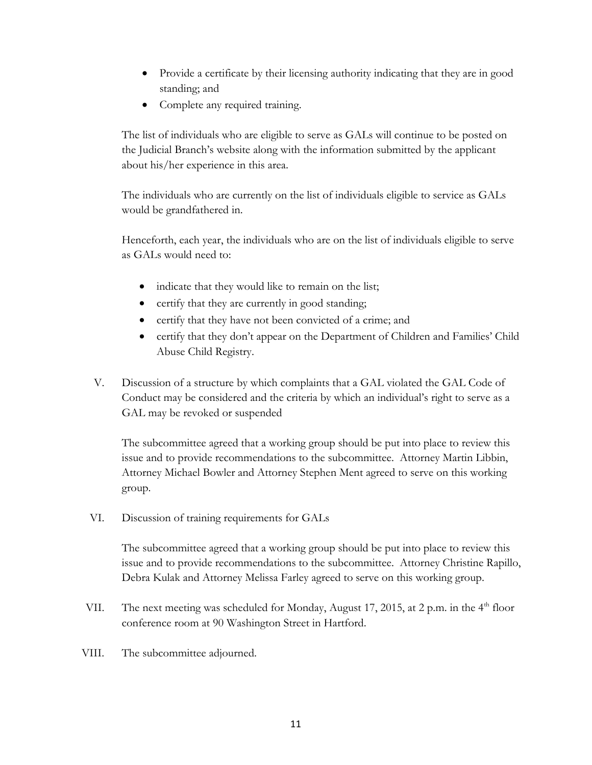- Provide a certificate by their licensing authority indicating that they are in good standing; and
- Complete any required training.

The list of individuals who are eligible to serve as GALs will continue to be posted on the Judicial Branch's website along with the information submitted by the applicant about his/her experience in this area.

The individuals who are currently on the list of individuals eligible to service as GALs would be grandfathered in.

Henceforth, each year, the individuals who are on the list of individuals eligible to serve as GALs would need to:

- indicate that they would like to remain on the list;
- certify that they are currently in good standing;
- certify that they have not been convicted of a crime; and
- certify that they don't appear on the Department of Children and Families' Child Abuse Child Registry.

V. Discussion of a structure by which complaints that a GAL violated the GAL Code of Conduct may be considered and the criteria by which an individual's right to serve as a GAL may be revoked or suspended

The subcommittee agreed that a working group should be put into place to review this issue and to provide recommendations to the subcommittee. Attorney Martin Libbin, Attorney Michael Bowler and Attorney Stephen Ment agreed to serve on this working group.

VI. Discussion of training requirements for GALs

The subcommittee agreed that a working group should be put into place to review this issue and to provide recommendations to the subcommittee. Attorney Christine Rapillo, Debra Kulak and Attorney Melissa Farley agreed to serve on this working group.

VII. The next meeting was scheduled for Monday, August 17, 2015, at 2 p.m. in the 4th floor conference room at 90 Washington Street in Hartford.

VIII. The subcommittee adjourned.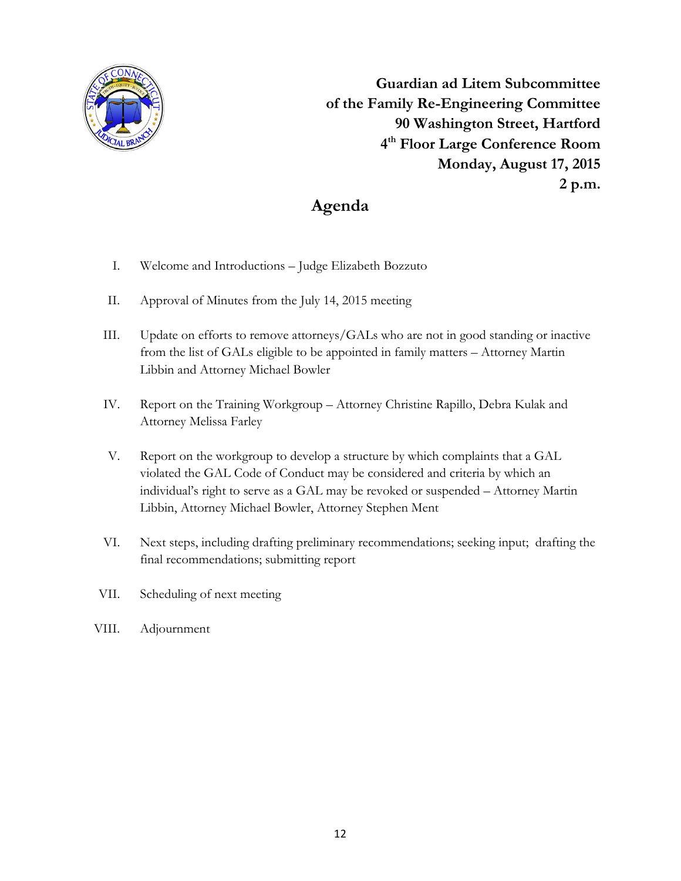**Guardian ad Litem Subcommittee**
**of the Family Re-Engineering Committee**
**90 Washington Street, Hartford**
**4th Floor Large Conference Room**
**Monday, August 17, 2015**
**2 p.m.**

# Agenda

I. Welcome and Introductions – Judge Elizabeth Bozzuto

II. Approval of Minutes from the July 14, 2015 meeting

III. Update on efforts to remove attorneys/GALs who are not in good standing or inactive from the list of GALs eligible to be appointed in family matters – Attorney Martin Libbin and Attorney Michael Bowler

IV. Report on the Training Workgroup – Attorney Christine Rapillo, Debra Kulak and Attorney Melissa Farley

V. Report on the workgroup to develop a structure by which complaints that a GAL violated the GAL Code of Conduct may be considered and criteria by which an individual's right to serve as a GAL may be revoked or suspended – Attorney Martin Libbin, Attorney Michael Bowler, Attorney Stephen Ment

VI. Next steps, including drafting preliminary recommendations; seeking input; drafting the final recommendations; submitting report

VII. Scheduling of next meeting

VIII. Adjournment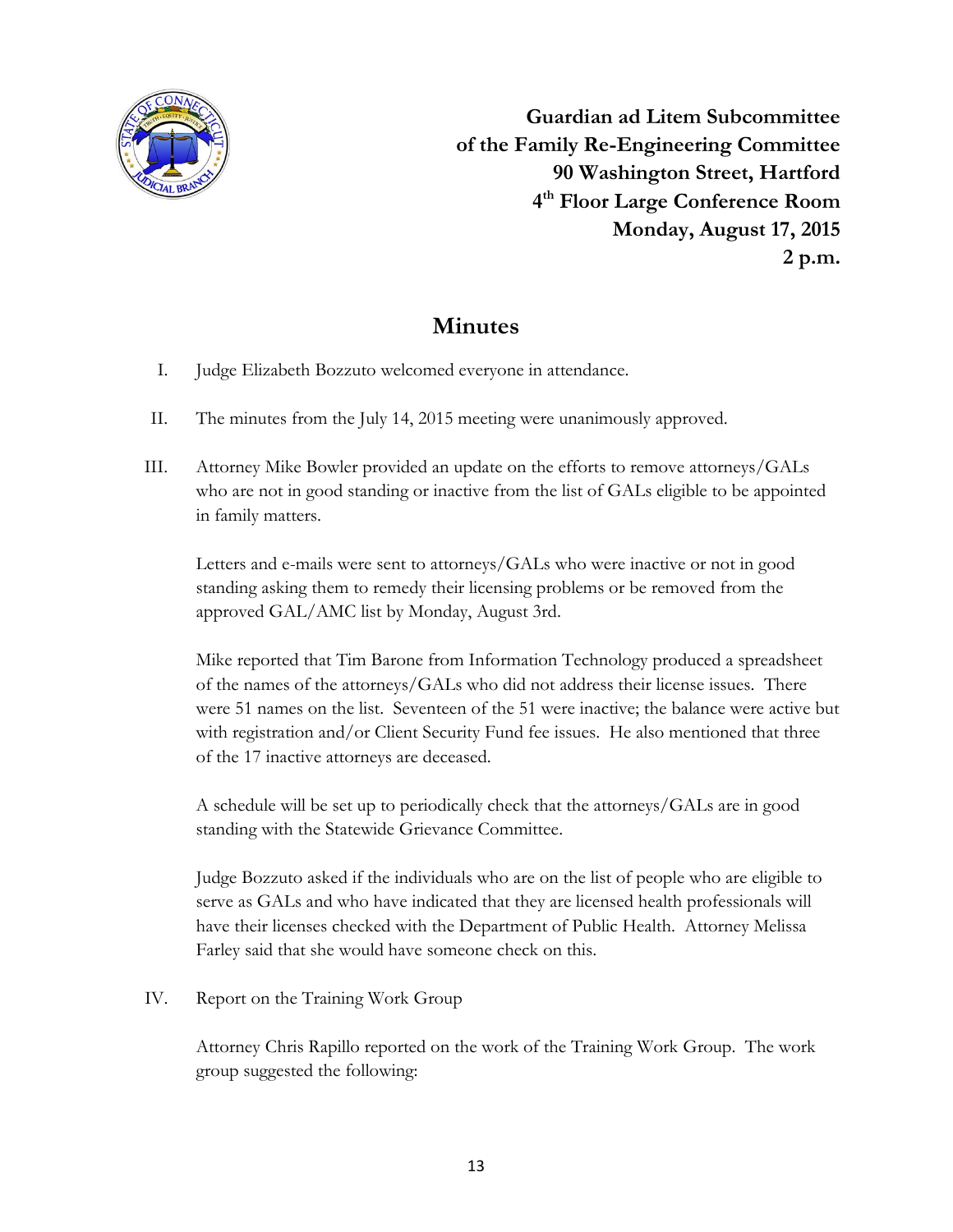**Guardian ad Litem Subcommittee of the Family Re-Engineering Committee**
**90 Washington Street, Hartford**
**4th Floor Large Conference Room**
**Monday, August 17, 2015**
**2 p.m.**

# Minutes

I. Judge Elizabeth Bozzuto welcomed everyone in attendance.

II. The minutes from the July 14, 2015 meeting were unanimously approved.

III. Attorney Mike Bowler provided an update on the efforts to remove attorneys/GALs who are not in good standing or inactive from the list of GALs eligible to be appointed in family matters.

Letters and e-mails were sent to attorneys/GALs who were inactive or not in good standing asking them to remedy their licensing problems or be removed from the approved GAL/AMC list by Monday, August 3rd.

Mike reported that Tim Barone from Information Technology produced a spreadsheet of the names of the attorneys/GALs who did not address their license issues. There were 51 names on the list. Seventeen of the 51 were inactive; the balance were active but with registration and/or Client Security Fund fee issues. He also mentioned that three of the 17 inactive attorneys are deceased.

A schedule will be set up to periodically check that the attorneys/GALs are in good standing with the Statewide Grievance Committee.

Judge Bozzuto asked if the individuals who are on the list of people who are eligible to serve as GALs and who have indicated that they are licensed health professionals will have their licenses checked with the Department of Public Health. Attorney Melissa Farley said that she would have someone check on this.

IV. Report on the Training Work Group

Attorney Chris Rapillo reported on the work of the Training Work Group. The work group suggested the following: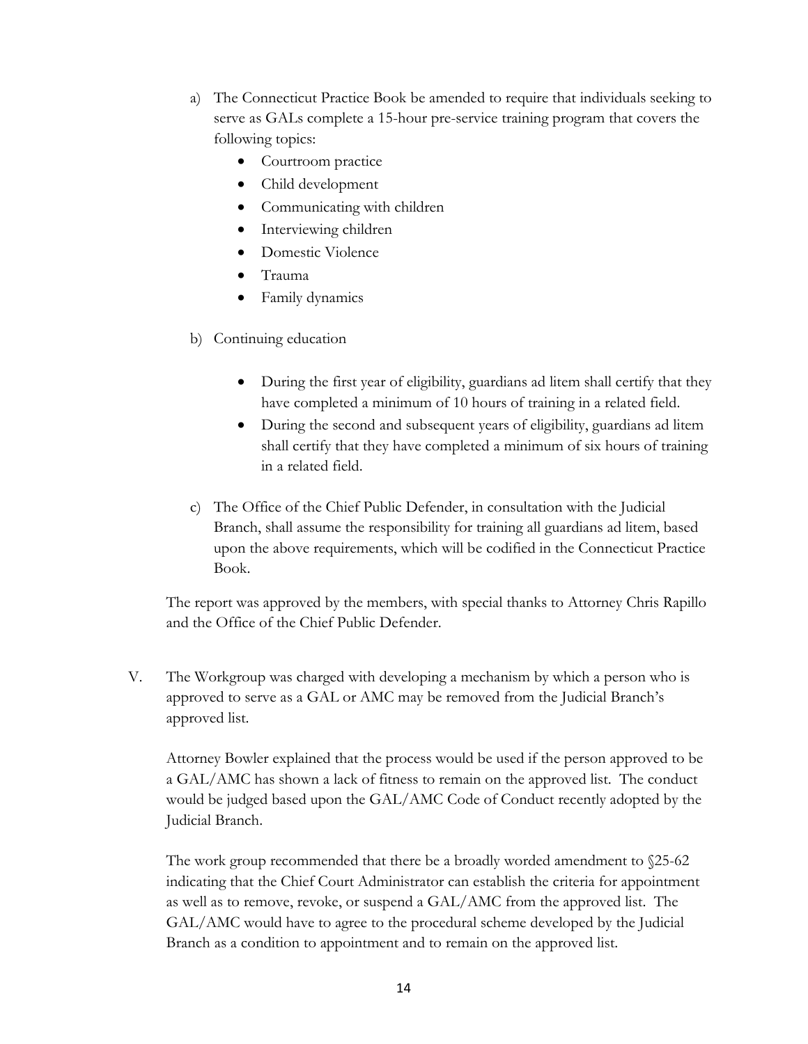a) The Connecticut Practice Book be amended to require that individuals seeking to serve as GALs complete a 15-hour pre-service training program that covers the following topics:
   - Courtroom practice
   - Child development
   - Communicating with children
   - Interviewing children
   - Domestic Violence
   - Trauma
   - Family dynamics

b) Continuing education

   - During the first year of eligibility, guardians ad litem shall certify that they have completed a minimum of 10 hours of training in a related field.
   - During the second and subsequent years of eligibility, guardians ad litem shall certify that they have completed a minimum of six hours of training in a related field.

c) The Office of the Chief Public Defender, in consultation with the Judicial Branch, shall assume the responsibility for training all guardians ad litem, based upon the above requirements, which will be codified in the Connecticut Practice Book.

The report was approved by the members, with special thanks to Attorney Chris Rapillo and the Office of the Chief Public Defender.

V. The Workgroup was charged with developing a mechanism by which a person who is approved to serve as a GAL or AMC may be removed from the Judicial Branch's approved list.

Attorney Bowler explained that the process would be used if the person approved to be a GAL/AMC has shown a lack of fitness to remain on the approved list. The conduct would be judged based upon the GAL/AMC Code of Conduct recently adopted by the Judicial Branch.

The work group recommended that there be a broadly worded amendment to §25-62 indicating that the Chief Court Administrator can establish the criteria for appointment as well as to remove, revoke, or suspend a GAL/AMC from the approved list. The GAL/AMC would have to agree to the procedural scheme developed by the Judicial Branch as a condition to appointment and to remain on the approved list.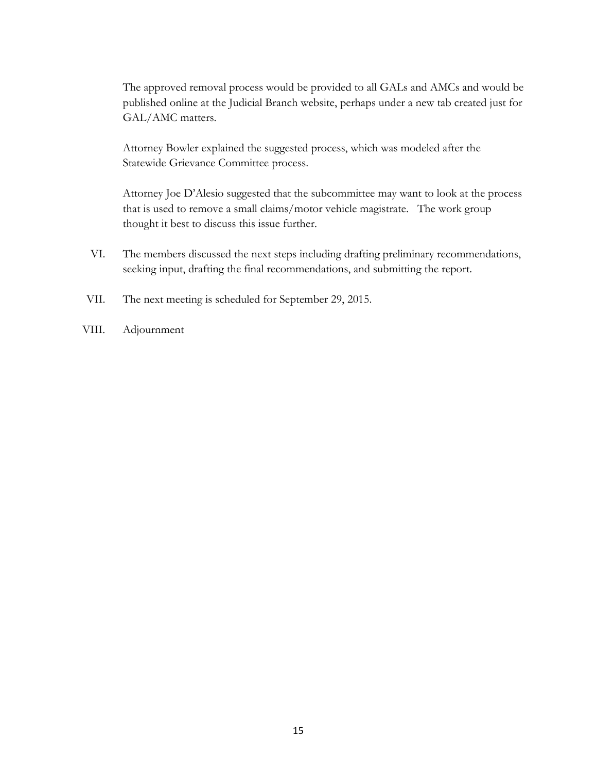The approved removal process would be provided to all GALs and AMCs and would be published online at the Judicial Branch website, perhaps under a new tab created just for GAL/AMC matters.

Attorney Bowler explained the suggested process, which was modeled after the Statewide Grievance Committee process.

Attorney Joe D'Alesio suggested that the subcommittee may want to look at the process that is used to remove a small claims/motor vehicle magistrate. The work group thought it best to discuss this issue further.

VI. The members discussed the next steps including drafting preliminary recommendations, seeking input, drafting the final recommendations, and submitting the report.

VII. The next meeting is scheduled for September 29, 2015.

VIII. Adjournment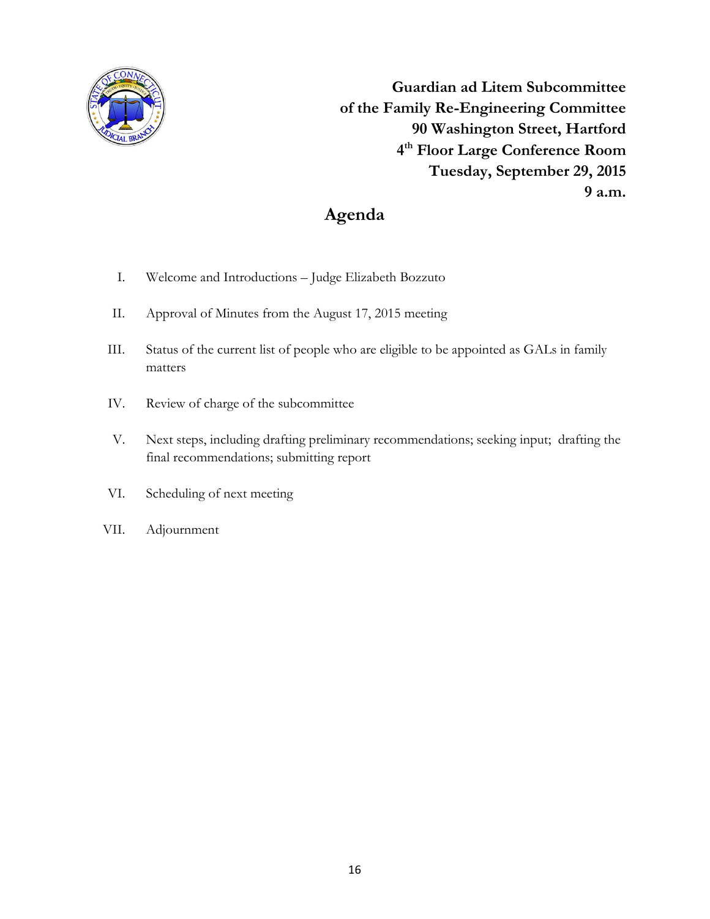**Guardian ad Litem Subcommittee**
**of the Family Re-Engineering Committee**
**90 Washington Street, Hartford**
**4th Floor Large Conference Room**
**Tuesday, September 29, 2015**
**9 a.m.**

# Agenda

I. Welcome and Introductions – Judge Elizabeth Bozzuto

II. Approval of Minutes from the August 17, 2015 meeting

III. Status of the current list of people who are eligible to be appointed as GALs in family matters

IV. Review of charge of the subcommittee

V. Next steps, including drafting preliminary recommendations; seeking input; drafting the final recommendations; submitting report

VI. Scheduling of next meeting

VII. Adjournment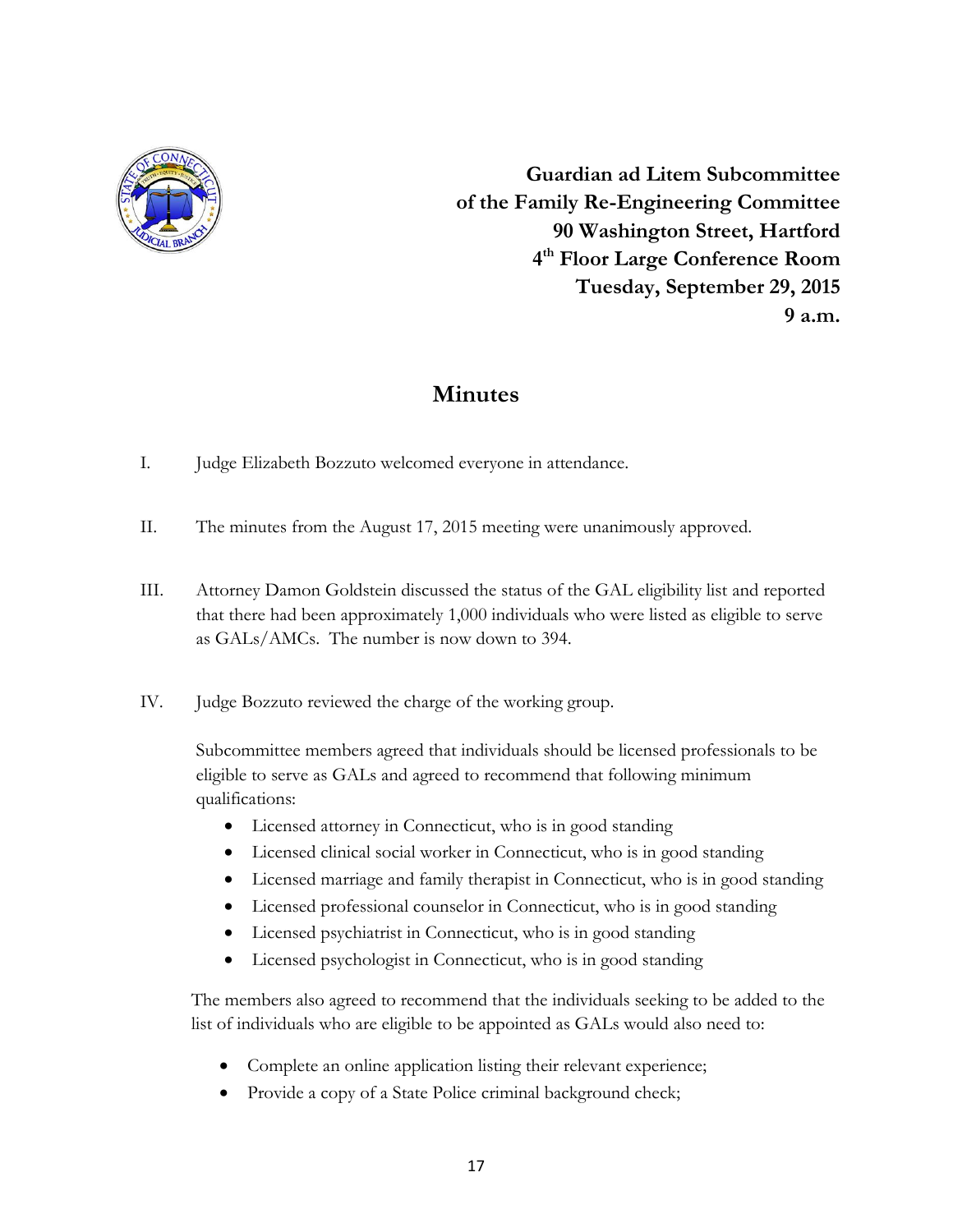**Guardian ad Litem Subcommittee**
**of the Family Re-Engineering Committee**
**90 Washington Street, Hartford**
**4th Floor Large Conference Room**
**Tuesday, September 29, 2015**
**9 a.m.**

## Minutes

I. Judge Elizabeth Bozzuto welcomed everyone in attendance.

II. The minutes from the August 17, 2015 meeting were unanimously approved.

III. Attorney Damon Goldstein discussed the status of the GAL eligibility list and reported that there had been approximately 1,000 individuals who were listed as eligible to serve as GALs/AMCs. The number is now down to 394.

IV. Judge Bozzuto reviewed the charge of the working group.

Subcommittee members agreed that individuals should be licensed professionals to be eligible to serve as GALs and agreed to recommend that following minimum qualifications:

- Licensed attorney in Connecticut, who is in good standing
- Licensed clinical social worker in Connecticut, who is in good standing
- Licensed marriage and family therapist in Connecticut, who is in good standing
- Licensed professional counselor in Connecticut, who is in good standing
- Licensed psychiatrist in Connecticut, who is in good standing
- Licensed psychologist in Connecticut, who is in good standing

The members also agreed to recommend that the individuals seeking to be added to the list of individuals who are eligible to be appointed as GALs would also need to:

- Complete an online application listing their relevant experience;
- Provide a copy of a State Police criminal background check;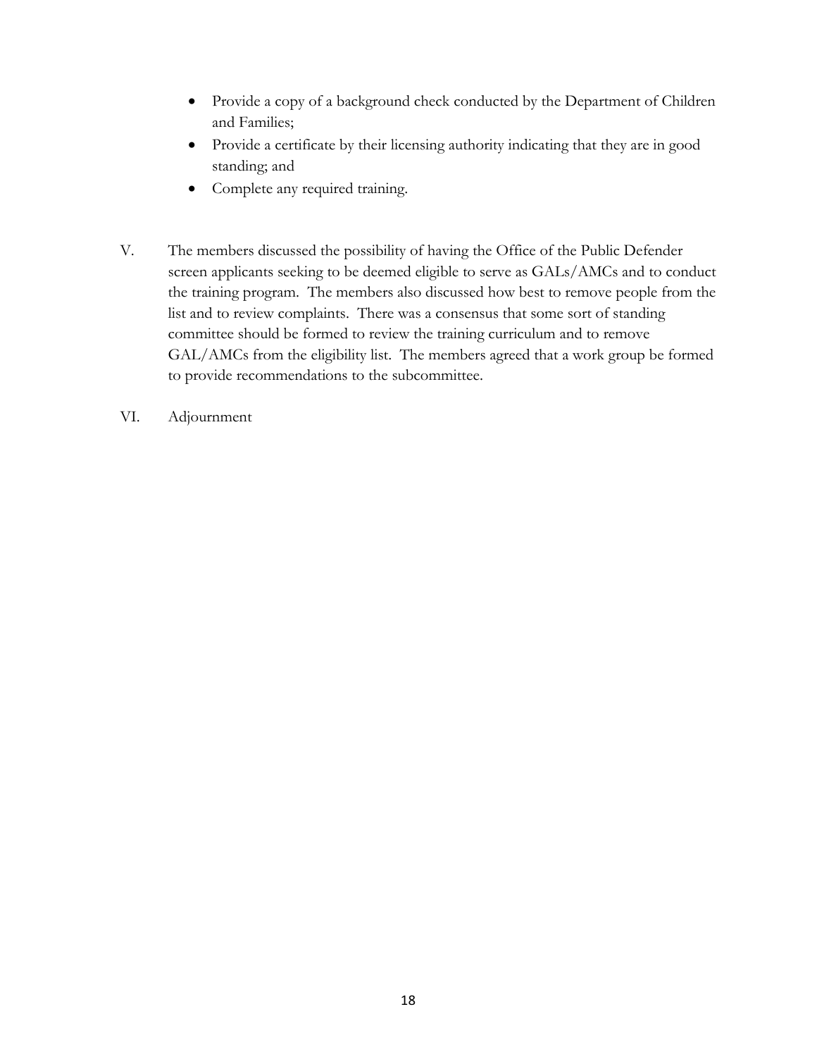- Provide a copy of a background check conducted by the Department of Children and Families;
- Provide a certificate by their licensing authority indicating that they are in good standing; and
- Complete any required training.

V. The members discussed the possibility of having the Office of the Public Defender screen applicants seeking to be deemed eligible to serve as GALs/AMCs and to conduct the training program. The members also discussed how best to remove people from the list and to review complaints. There was a consensus that some sort of standing committee should be formed to review the training curriculum and to remove GAL/AMCs from the eligibility list. The members agreed that a work group be formed to provide recommendations to the subcommittee.

VI. Adjournment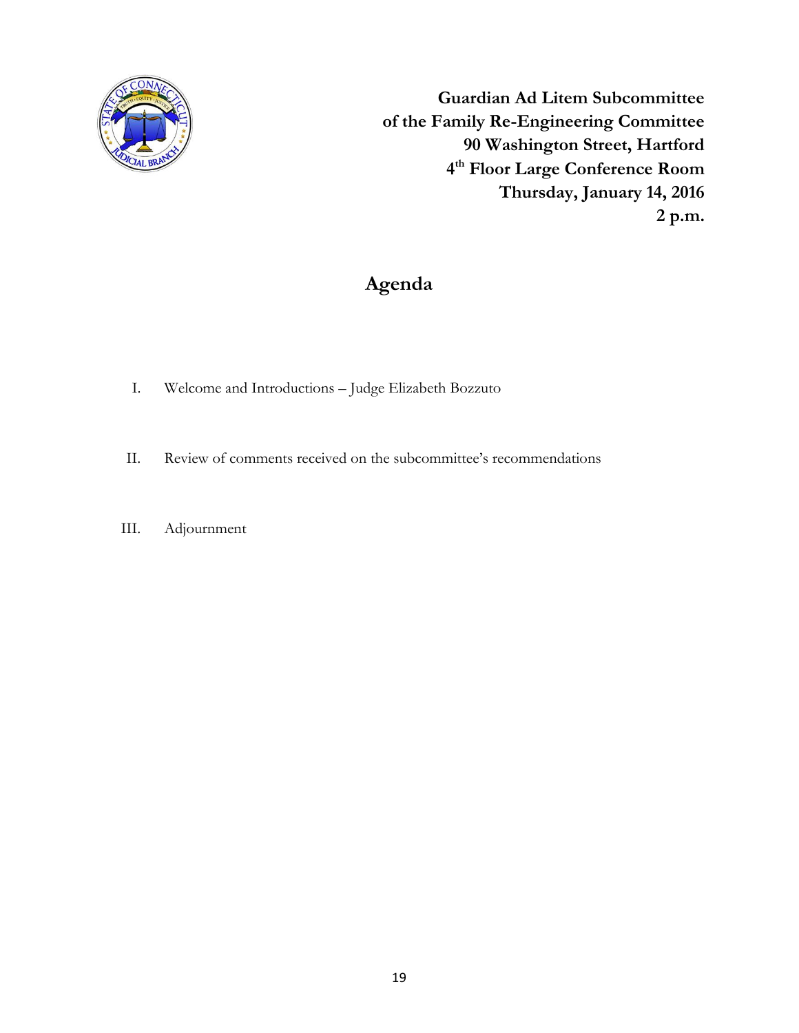**Guardian Ad Litem Subcommittee**
**of the Family Re-Engineering Committee**
**90 Washington Street, Hartford**
**4th Floor Large Conference Room**
**Thursday, January 14, 2016**
**2 p.m.**

# Agenda

I. Welcome and Introductions – Judge Elizabeth Bozzuto

II. Review of comments received on the subcommittee's recommendations

III. Adjournment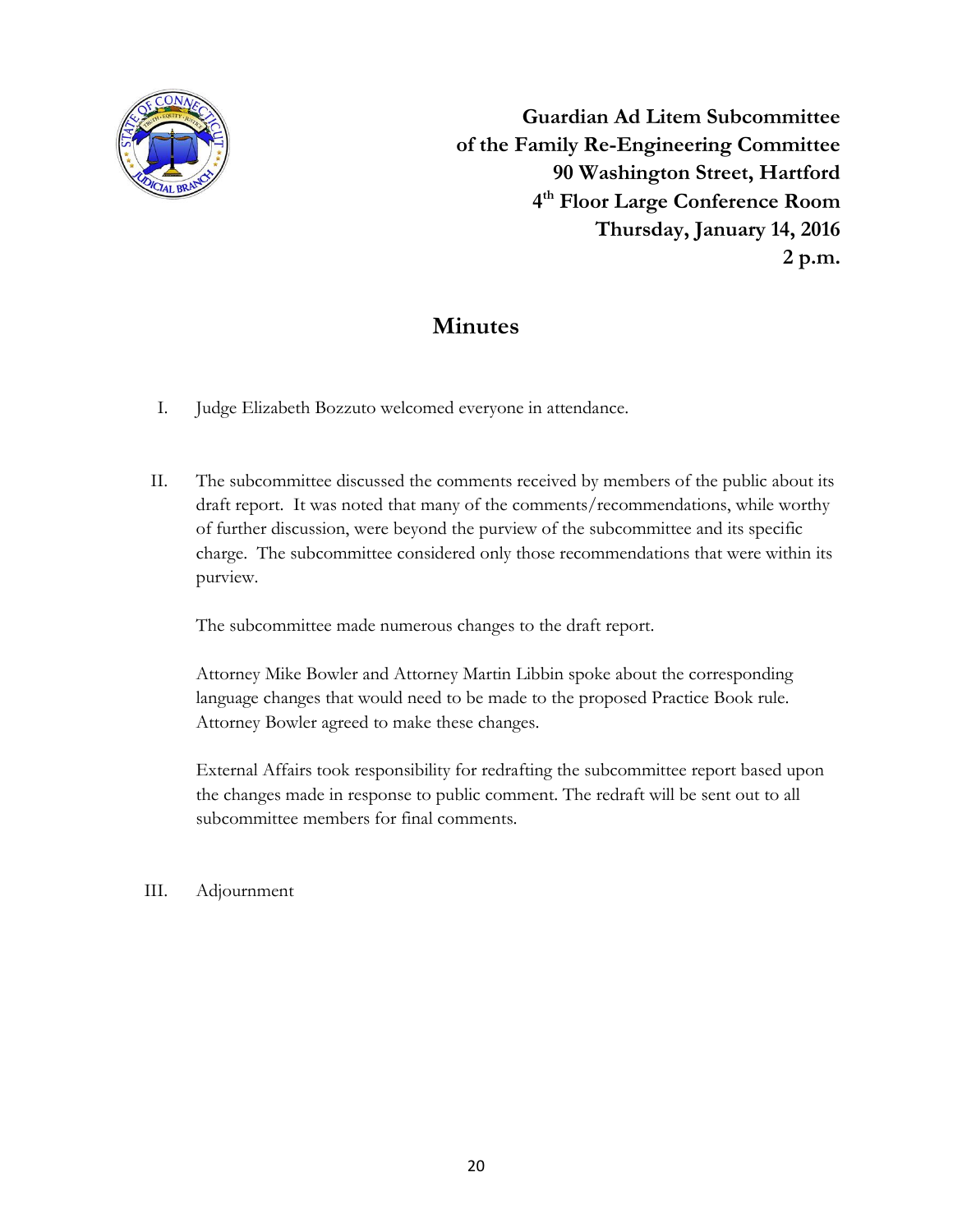**Guardian Ad Litem Subcommittee**
**of the Family Re-Engineering Committee**
**90 Washington Street, Hartford**
**4th Floor Large Conference Room**
**Thursday, January 14, 2016**
**2 p.m.**

# Minutes

I. Judge Elizabeth Bozzuto welcomed everyone in attendance.

II. The subcommittee discussed the comments received by members of the public about its draft report. It was noted that many of the comments/recommendations, while worthy of further discussion, were beyond the purview of the subcommittee and its specific charge. The subcommittee considered only those recommendations that were within its purview.

The subcommittee made numerous changes to the draft report.

Attorney Mike Bowler and Attorney Martin Libbin spoke about the corresponding language changes that would need to be made to the proposed Practice Book rule. Attorney Bowler agreed to make these changes.

External Affairs took responsibility for redrafting the subcommittee report based upon the changes made in response to public comment. The redraft will be sent out to all subcommittee members for final comments.

III. Adjournment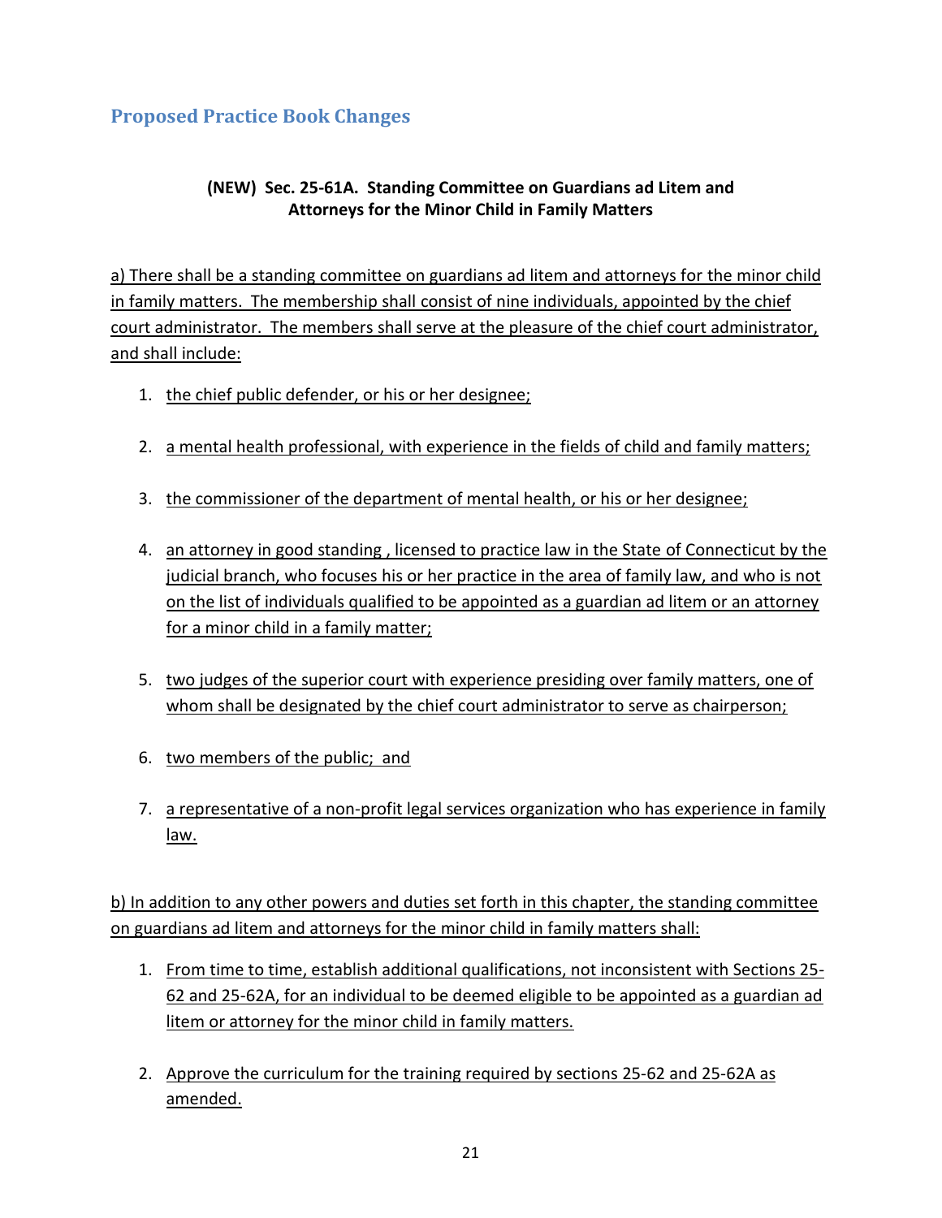## Proposed Practice Book Changes

**(NEW) Sec. 25-61A. Standing Committee on Guardians ad Litem and Attorneys for the Minor Child in Family Matters**

a) There shall be a standing committee on guardians ad litem and attorneys for the minor child in family matters. The membership shall consist of nine individuals, appointed by the chief court administrator. The members shall serve at the pleasure of the chief court administrator, and shall include:

1. the chief public defender, or his or her designee;
2. a mental health professional, with experience in the fields of child and family matters;
3. the commissioner of the department of mental health, or his or her designee;
4. an attorney in good standing , licensed to practice law in the State of Connecticut by the judicial branch, who focuses his or her practice in the area of family law, and who is not on the list of individuals qualified to be appointed as a guardian ad litem or an attorney for a minor child in a family matter;
5. two judges of the superior court with experience presiding over family matters, one of whom shall be designated by the chief court administrator to serve as chairperson;
6. two members of the public; and
7. a representative of a non-profit legal services organization who has experience in family law.

b) In addition to any other powers and duties set forth in this chapter, the standing committee on guardians ad litem and attorneys for the minor child in family matters shall:

1. From time to time, establish additional qualifications, not inconsistent with Sections 25-62 and 25-62A, for an individual to be deemed eligible to be appointed as a guardian ad litem or attorney for the minor child in family matters.
2. Approve the curriculum for the training required by sections 25-62 and 25-62A as amended.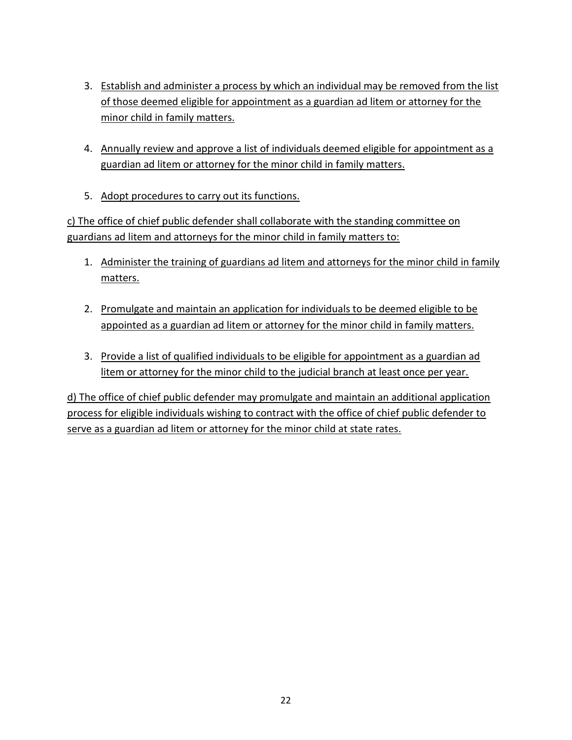3. Establish and administer a process by which an individual may be removed from the list of those deemed eligible for appointment as a guardian ad litem or attorney for the minor child in family matters.

4. Annually review and approve a list of individuals deemed eligible for appointment as a guardian ad litem or attorney for the minor child in family matters.

5. Adopt procedures to carry out its functions.

c) The office of chief public defender shall collaborate with the standing committee on guardians ad litem and attorneys for the minor child in family matters to:

1. Administer the training of guardians ad litem and attorneys for the minor child in family matters.

2. Promulgate and maintain an application for individuals to be deemed eligible to be appointed as a guardian ad litem or attorney for the minor child in family matters.

3. Provide a list of qualified individuals to be eligible for appointment as a guardian ad litem or attorney for the minor child to the judicial branch at least once per year.

d) The office of chief public defender may promulgate and maintain an additional application process for eligible individuals wishing to contract with the office of chief public defender to serve as a guardian ad litem or attorney for the minor child at state rates.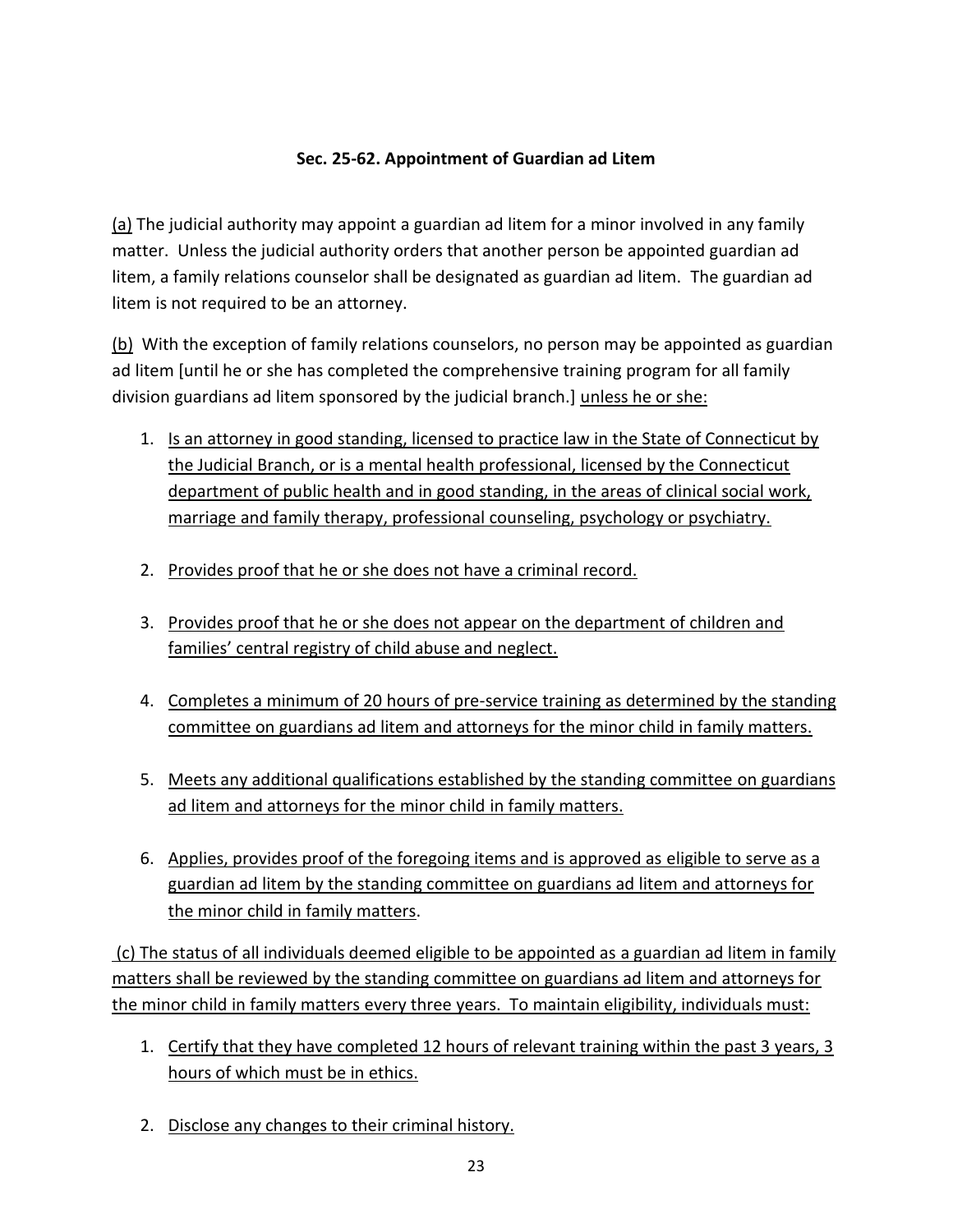**Sec. 25-62. Appointment of Guardian ad Litem**

(a) The judicial authority may appoint a guardian ad litem for a minor involved in any family matter. Unless the judicial authority orders that another person be appointed guardian ad litem, a family relations counselor shall be designated as guardian ad litem. The guardian ad litem is not required to be an attorney.

(b) With the exception of family relations counselors, no person may be appointed as guardian ad litem [until he or she has completed the comprehensive training program for all family division guardians ad litem sponsored by the judicial branch.] unless he or she:

1. Is an attorney in good standing, licensed to practice law in the State of Connecticut by the Judicial Branch, or is a mental health professional, licensed by the Connecticut department of public health and in good standing, in the areas of clinical social work, marriage and family therapy, professional counseling, psychology or psychiatry.

2. Provides proof that he or she does not have a criminal record.

3. Provides proof that he or she does not appear on the department of children and families' central registry of child abuse and neglect.

4. Completes a minimum of 20 hours of pre-service training as determined by the standing committee on guardians ad litem and attorneys for the minor child in family matters.

5. Meets any additional qualifications established by the standing committee on guardians ad litem and attorneys for the minor child in family matters.

6. Applies, provides proof of the foregoing items and is approved as eligible to serve as a guardian ad litem by the standing committee on guardians ad litem and attorneys for the minor child in family matters.

(c) The status of all individuals deemed eligible to be appointed as a guardian ad litem in family matters shall be reviewed by the standing committee on guardians ad litem and attorneys for the minor child in family matters every three years. To maintain eligibility, individuals must:

1. Certify that they have completed 12 hours of relevant training within the past 3 years, 3 hours of which must be in ethics.

2. Disclose any changes to their criminal history.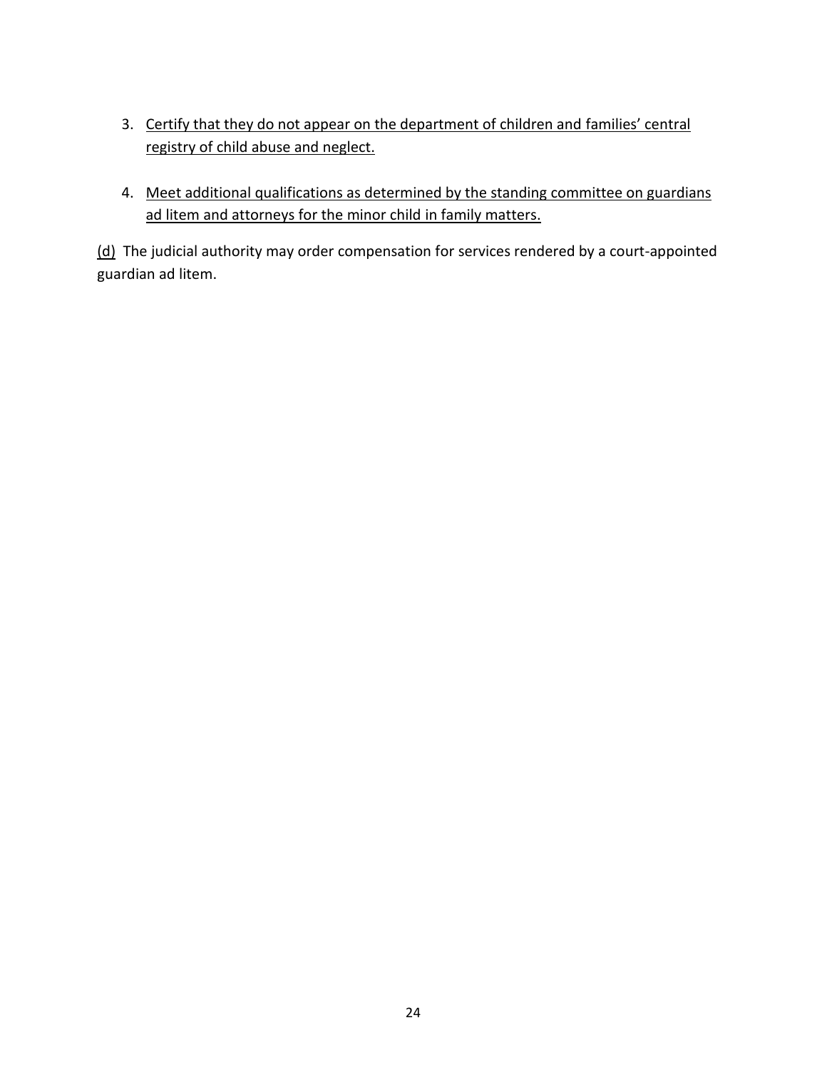3. <u>Certify that they do not appear on the department of children and families' central registry of child abuse and neglect.</u>

4. <u>Meet additional qualifications as determined by the standing committee on guardians ad litem and attorneys for the minor child in family matters.</u>

<u>(d)</u> The judicial authority may order compensation for services rendered by a court-appointed guardian ad litem.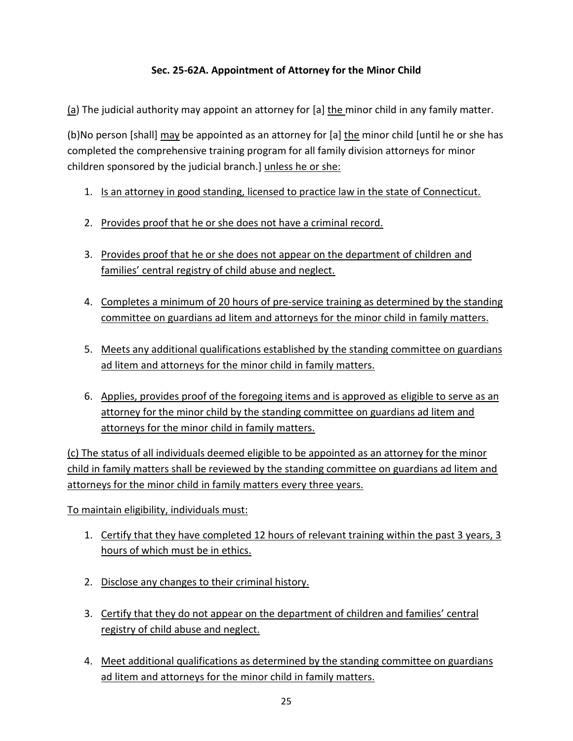**Sec. 25-62A. Appointment of Attorney for the Minor Child**

<u>(a</u>) The judicial authority may appoint an attorney for [a] <u>the</u> minor child in any family matter.

(b)No person [shall] <u>may</u> be appointed as an attorney for [a] <u>the</u> minor child [until he or she has completed the comprehensive training program for all family division attorneys for minor children sponsored by the judicial branch.] <u>unless he or she:</u>

1. <u>Is an attorney in good standing, licensed to practice law in the state of Connecticut.</u>
2. <u>Provides proof that he or she does not have a criminal record.</u>
3. <u>Provides proof that he or she does not appear on the department of children and families' central registry of child abuse and neglect.</u>
4. <u>Completes a minimum of 20 hours of pre-service training as determined by the standing committee on guardians ad litem and attorneys for the minor child in family matters.</u>
5. <u>Meets any additional qualifications established by the standing committee on guardians ad litem and attorneys for the minor child in family matters.</u>
6. <u>Applies, provides proof of the foregoing items and is approved as eligible to serve as an attorney for the minor child by the standing committee on guardians ad litem and attorneys for the minor child in family matters.</u>

<u>(c) The status of all individuals deemed eligible to be appointed as an attorney for the minor child in family matters shall be reviewed by the standing committee on guardians ad litem and attorneys for the minor child in family matters every three years.</u>

<u>To maintain eligibility, individuals must:</u>

1. <u>Certify that they have completed 12 hours of relevant training within the past 3 years, 3 hours of which must be in ethics.</u>
2. <u>Disclose any changes to their criminal history.</u>
3. <u>Certify that they do not appear on the department of children and families' central registry of child abuse and neglect.</u>
4. <u>Meet additional qualifications as determined by the standing committee on guardians ad litem and attorneys for the minor child in family matters.</u>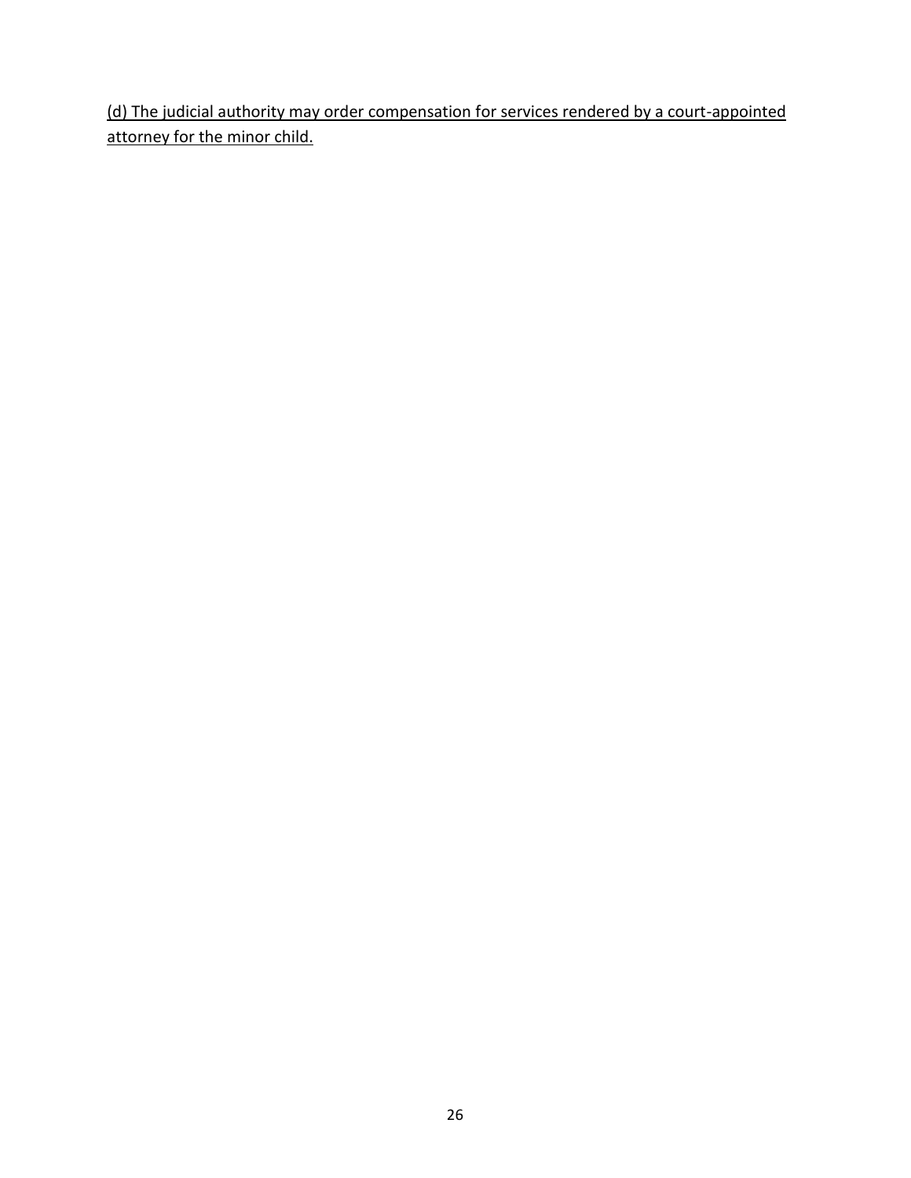<u>(d) The judicial authority may order compensation for services rendered by a court-appointed attorney for the minor child.</u>